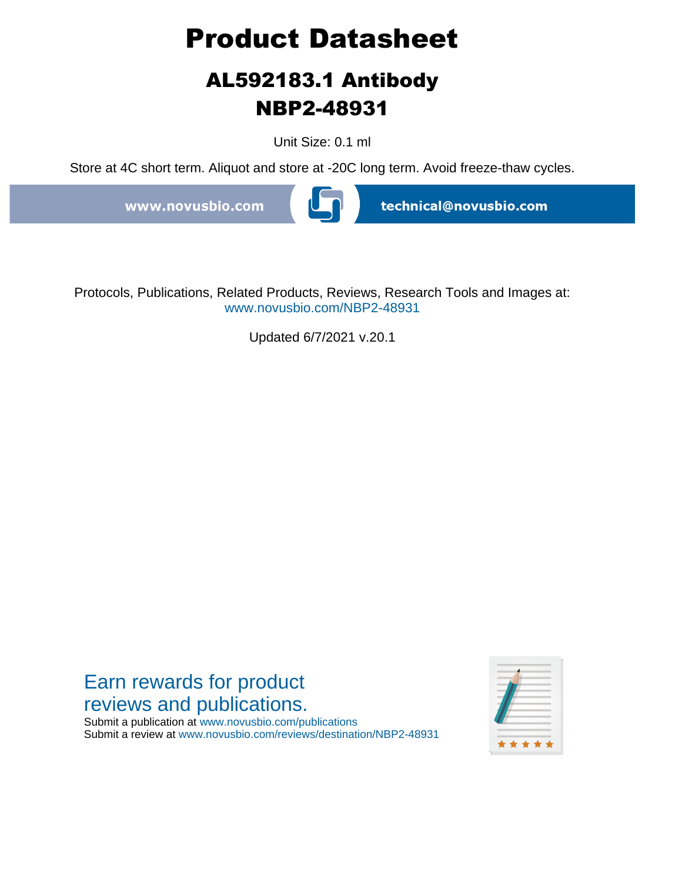# Product Datasheet

## AL592183.1 Antibody
## NBP2-48931

Unit Size: 0.1 ml

Store at 4C short term. Aliquot and store at -20C long term. Avoid freeze-thaw cycles.

www.novusbio.com technical@novusbio.com

Protocols, Publications, Related Products, Reviews, Research Tools and Images at:
www.novusbio.com/NBP2-48931

Updated 6/7/2021 v.20.1

Earn rewards for product reviews and publications.

Submit a publication at www.novusbio.com/publications
Submit a review at www.novusbio.com/reviews/destination/NBP2-48931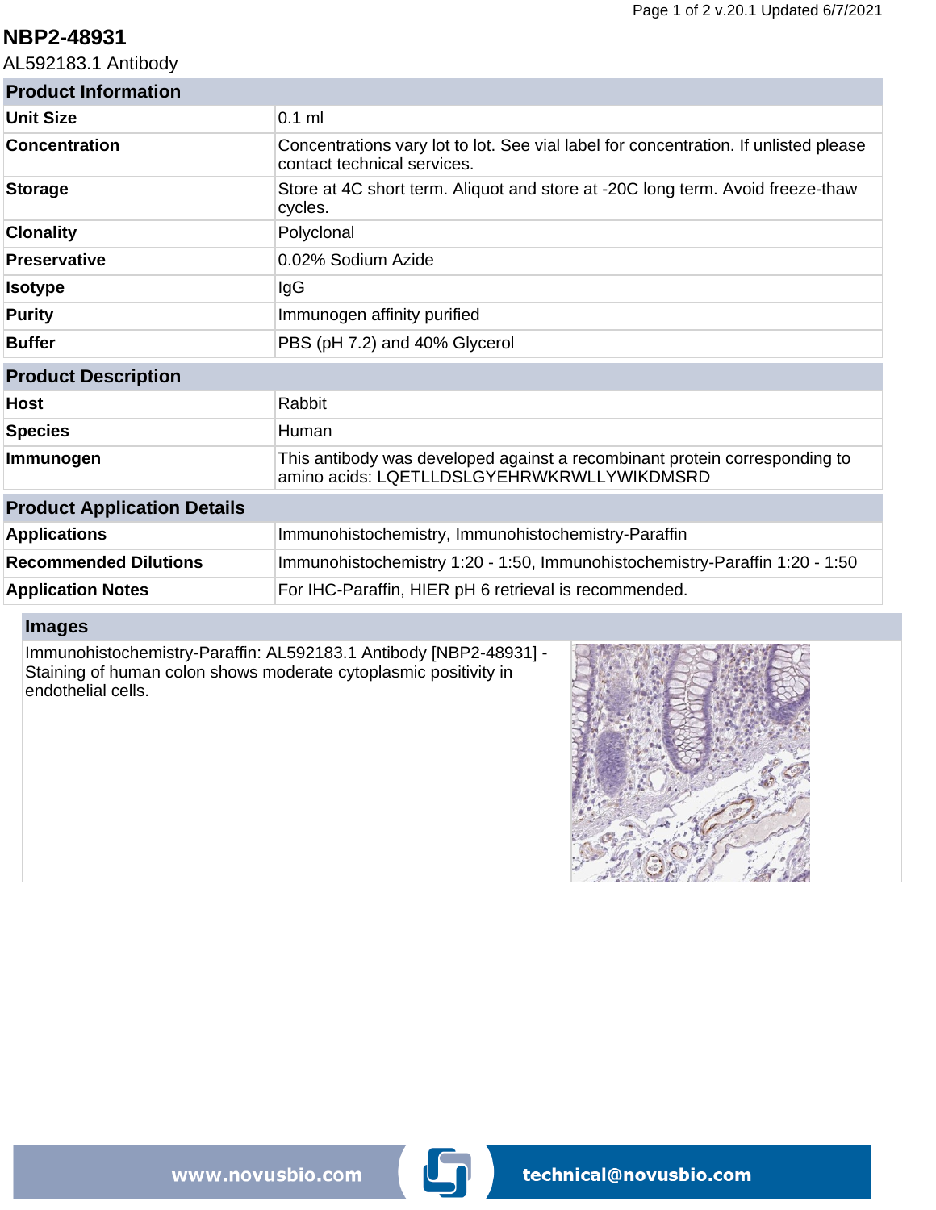# NBP2-48931

AL592183.1 Antibody

| Product Information | |
|---|---|
| **Unit Size** | 0.1 ml |
| **Concentration** | Concentrations vary lot to lot. See vial label for concentration. If unlisted please contact technical services. |
| **Storage** | Store at 4C short term. Aliquot and store at -20C long term. Avoid freeze-thaw cycles. |
| **Clonality** | Polyclonal |
| **Preservative** | 0.02% Sodium Azide |
| **Isotype** | IgG |
| **Purity** | Immunogen affinity purified |
| **Buffer** | PBS (pH 7.2) and 40% Glycerol |

| Product Description | |
|---|---|
| **Host** | Rabbit |
| **Species** | Human |
| **Immunogen** | This antibody was developed against a recombinant protein corresponding to amino acids: LQETLLDSLGYEHRWKRWLLYWIKDMSRD |

| Product Application Details | |
|---|---|
| **Applications** | Immunohistochemistry, Immunohistochemistry-Paraffin |
| **Recommended Dilutions** | Immunohistochemistry 1:20 - 1:50, Immunohistochemistry-Paraffin 1:20 - 1:50 |
| **Application Notes** | For IHC-Paraffin, HIER pH 6 retrieval is recommended. |

## Images

Immunohistochemistry-Paraffin: AL592183.1 Antibody [NBP2-48931] - Staining of human colon shows moderate cytoplasmic positivity in endothelial cells.

www.novusbio.com technical@novusbio.com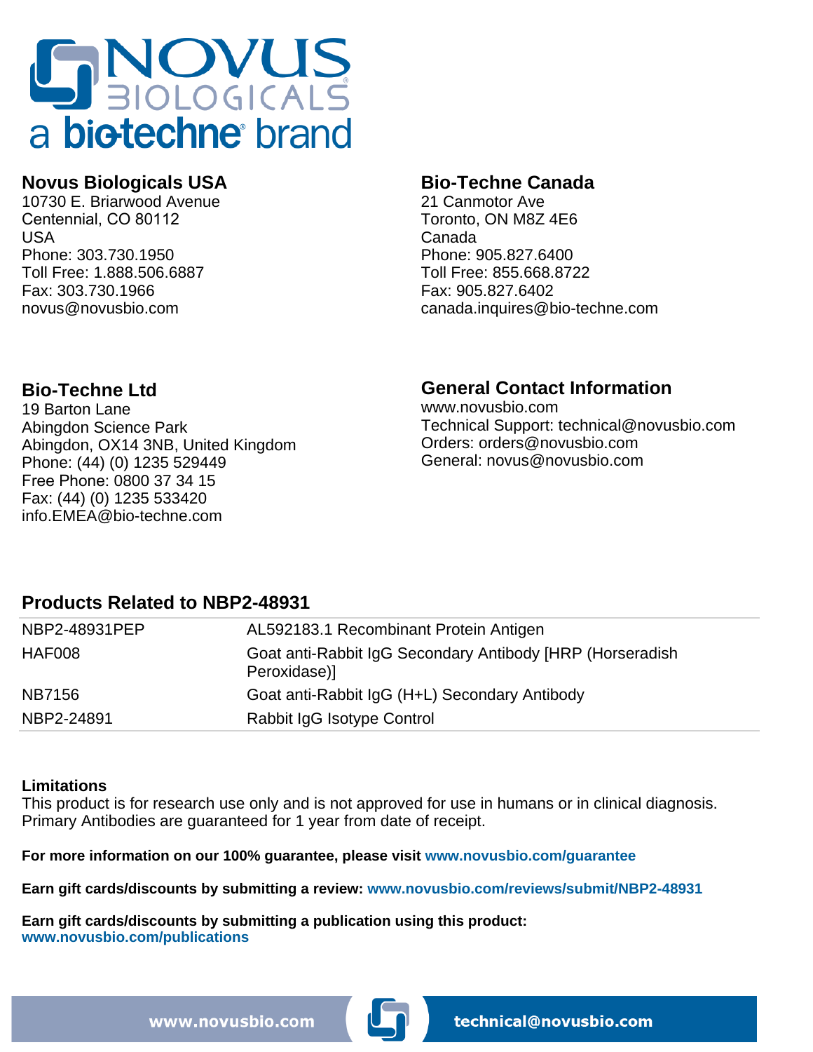## Novus Biologicals USA

10730 E. Briarwood Avenue
Centennial, CO 80112
USA
Phone: 303.730.1950
Toll Free: 1.888.506.6887
Fax: 303.730.1966
novus@novusbio.com

## Bio-Techne Canada

21 Canmotor Ave
Toronto, ON M8Z 4E6
Canada
Phone: 905.827.6400
Toll Free: 855.668.8722
Fax: 905.827.6402
canada.inquires@bio-techne.com

## Bio-Techne Ltd

19 Barton Lane
Abingdon Science Park
Abingdon, OX14 3NB, United Kingdom
Phone: (44) (0) 1235 529449
Free Phone: 0800 37 34 15
Fax: (44) (0) 1235 533420
info.EMEA@bio-techne.com

## General Contact Information

www.novusbio.com
Technical Support: technical@novusbio.com
Orders: orders@novusbio.com
General: novus@novusbio.com

## Products Related to NBP2-48931

| | |
|---|---|
| NBP2-48931PEP | AL592183.1 Recombinant Protein Antigen |
| HAF008 | Goat anti-Rabbit IgG Secondary Antibody [HRP (Horseradish Peroxidase)] |
| NB7156 | Goat anti-Rabbit IgG (H+L) Secondary Antibody |
| NBP2-24891 | Rabbit IgG Isotype Control |

### Limitations

This product is for research use only and is not approved for use in humans or in clinical diagnosis. Primary Antibodies are guaranteed for 1 year from date of receipt.

**For more information on our 100% guarantee, please visit www.novusbio.com/guarantee**

**Earn gift cards/discounts by submitting a review: www.novusbio.com/reviews/submit/NBP2-48931**

**Earn gift cards/discounts by submitting a publication using this product: www.novusbio.com/publications**